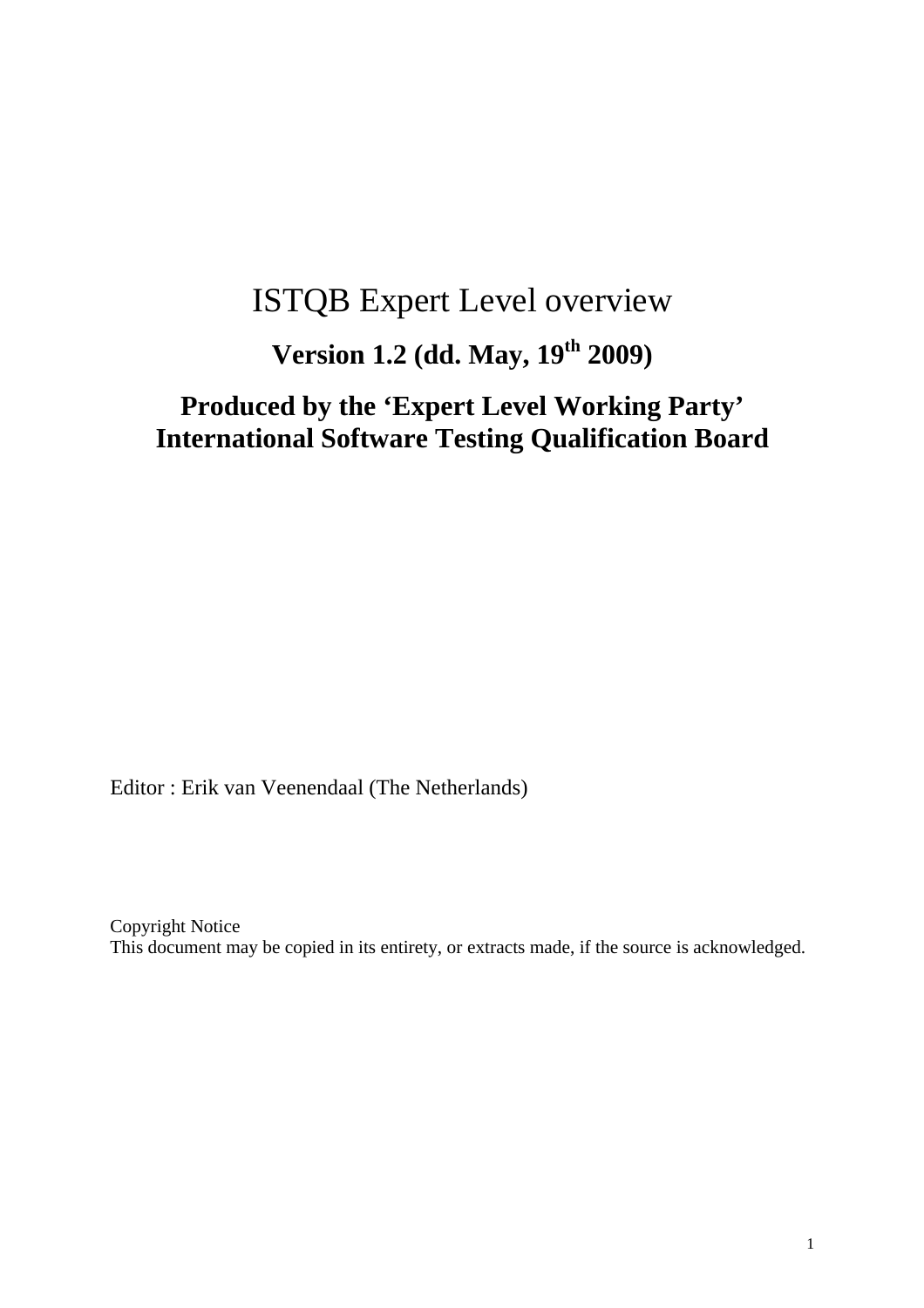# ISTQB Expert Level overview

## Version 1.2 (dd. May, 19th 2009)

## Produced by the 'Expert Level Working Party' International Software Testing Qualification Board

Editor : Erik van Veenendaal (The Netherlands)

Copyright Notice
This document may be copied in its entirety, or extracts made, if the source is acknowledged.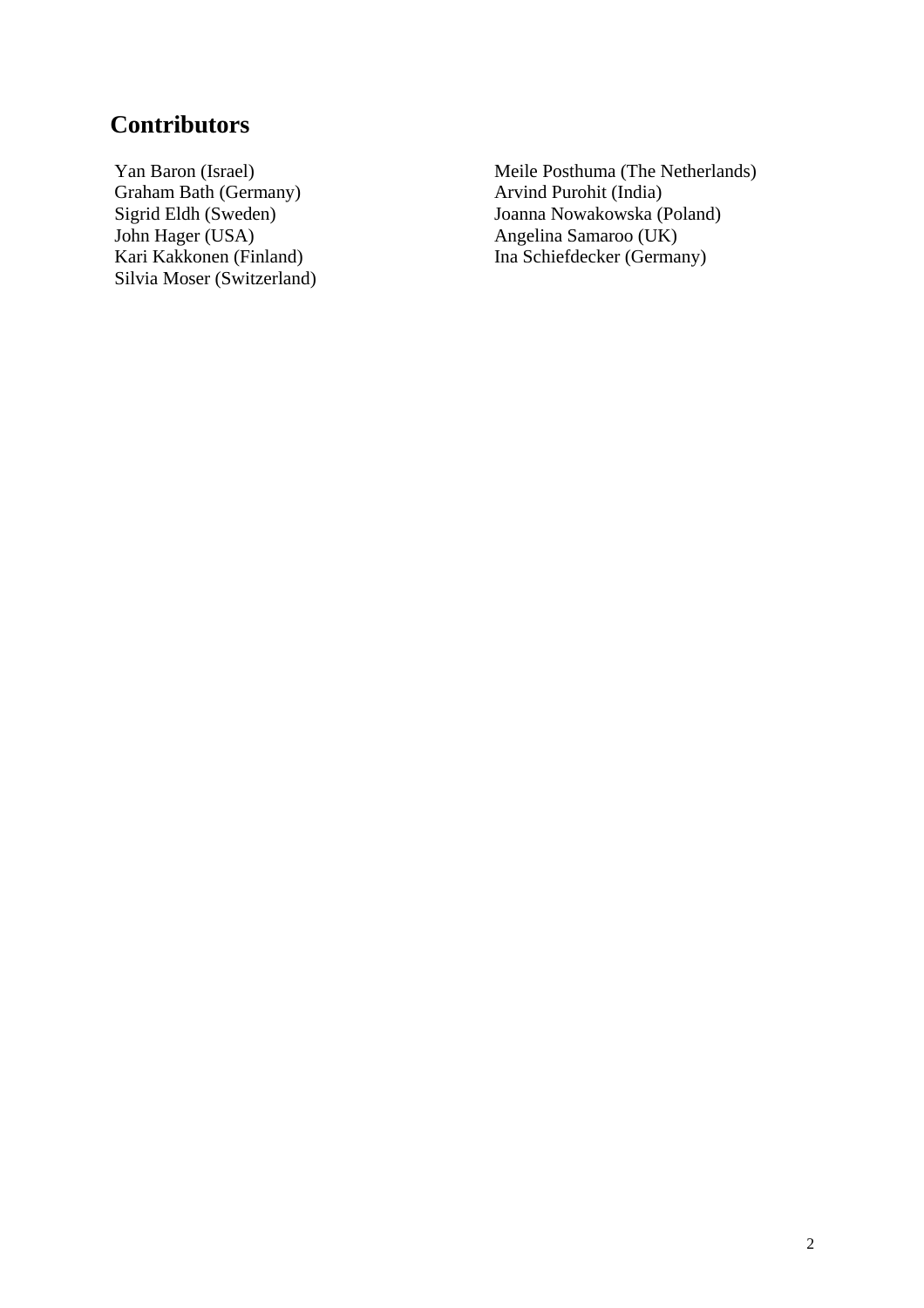## Contributors

Yan Baron (Israel)
Graham Bath (Germany)
Sigrid Eldh (Sweden)
John Hager (USA)
Kari Kakkonen (Finland)
Silvia Moser (Switzerland)
Meile Posthuma (The Netherlands)
Arvind Purohit (India)
Joanna Nowakowska (Poland)
Angelina Samaroo (UK)
Ina Schiefdecker (Germany)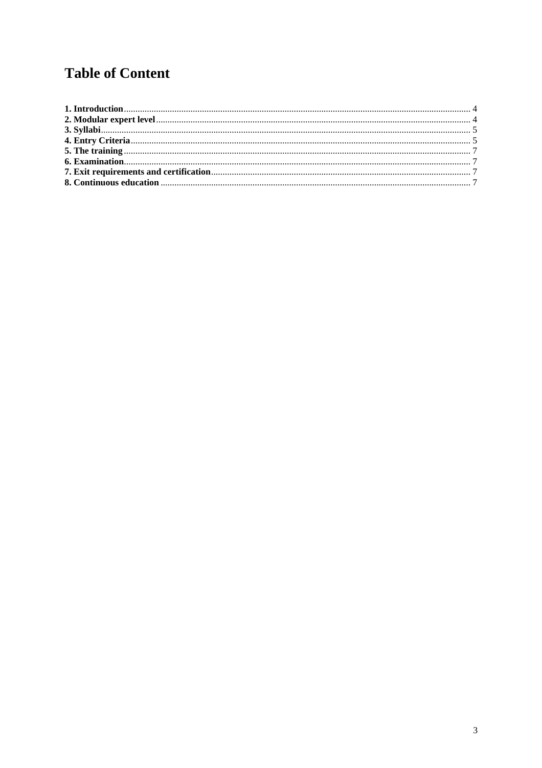# Table of Content

**1. Introduction** .................................................................................................................................. 4
**2. Modular expert level** ...................................................................................................................... 4
**3. Syllabi** ........................................................................................................................................... 5
**4. Entry Criteria** ................................................................................................................................ 5
**5. The training** .................................................................................................................................. 7
**6. Examination** .................................................................................................................................. 7
**7. Exit requirements and certification** ................................................................................................. 7
**8. Continuous education** ................................................................................................................... 7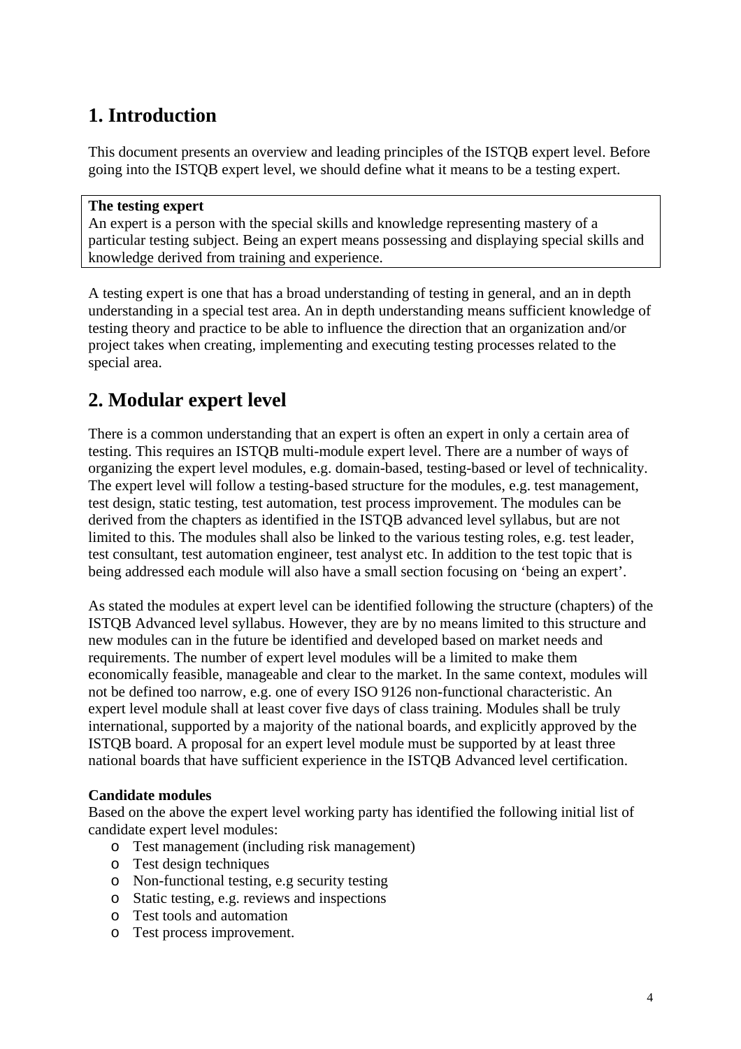# 1. Introduction

This document presents an overview and leading principles of the ISTQB expert level. Before going into the ISTQB expert level, we should define what it means to be a testing expert.

> **The testing expert**
> An expert is a person with the special skills and knowledge representing mastery of a particular testing subject. Being an expert means possessing and displaying special skills and knowledge derived from training and experience.

A testing expert is one that has a broad understanding of testing in general, and an in depth understanding in a special test area. An in depth understanding means sufficient knowledge of testing theory and practice to be able to influence the direction that an organization and/or project takes when creating, implementing and executing testing processes related to the special area.

# 2. Modular expert level

There is a common understanding that an expert is often an expert in only a certain area of testing. This requires an ISTQB multi-module expert level. There are a number of ways of organizing the expert level modules, e.g. domain-based, testing-based or level of technicality. The expert level will follow a testing-based structure for the modules, e.g. test management, test design, static testing, test automation, test process improvement. The modules can be derived from the chapters as identified in the ISTQB advanced level syllabus, but are not limited to this. The modules shall also be linked to the various testing roles, e.g. test leader, test consultant, test automation engineer, test analyst etc. In addition to the test topic that is being addressed each module will also have a small section focusing on 'being an expert'.

As stated the modules at expert level can be identified following the structure (chapters) of the ISTQB Advanced level syllabus. However, they are by no means limited to this structure and new modules can in the future be identified and developed based on market needs and requirements. The number of expert level modules will be a limited to make them economically feasible, manageable and clear to the market. In the same context, modules will not be defined too narrow, e.g. one of every ISO 9126 non-functional characteristic. An expert level module shall at least cover five days of class training. Modules shall be truly international, supported by a majority of the national boards, and explicitly approved by the ISTQB board. A proposal for an expert level module must be supported by at least three national boards that have sufficient experience in the ISTQB Advanced level certification.

**Candidate modules**
Based on the above the expert level working party has identified the following initial list of candidate expert level modules:

- Test management (including risk management)
- Test design techniques
- Non-functional testing, e.g security testing
- Static testing, e.g. reviews and inspections
- Test tools and automation
- Test process improvement.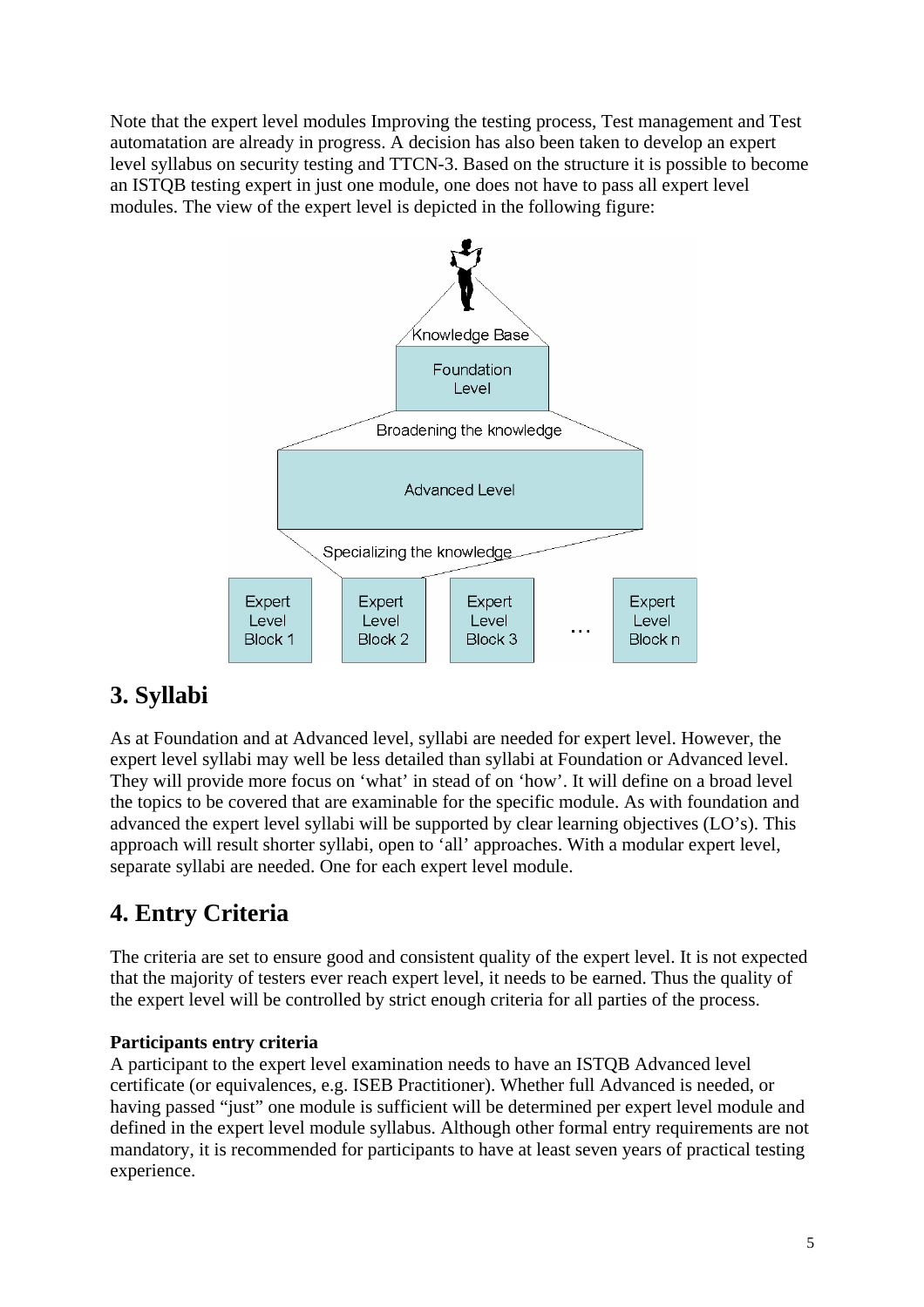Note that the expert level modules Improving the testing process, Test management and Test automatation are already in progress. A decision has also been taken to develop an expert level syllabus on security testing and TTCN-3. Based on the structure it is possible to become an ISTQB testing expert in just one module, one does not have to pass all expert level modules. The view of the expert level is depicted in the following figure:

## 3. Syllabi

As at Foundation and at Advanced level, syllabi are needed for expert level. However, the expert level syllabi may well be less detailed than syllabi at Foundation or Advanced level. They will provide more focus on 'what' in stead of on 'how'. It will define on a broad level the topics to be covered that are examinable for the specific module. As with foundation and advanced the expert level syllabi will be supported by clear learning objectives (LO's). This approach will result shorter syllabi, open to 'all' approaches. With a modular expert level, separate syllabi are needed. One for each expert level module.

## 4. Entry Criteria

The criteria are set to ensure good and consistent quality of the expert level. It is not expected that the majority of testers ever reach expert level, it needs to be earned. Thus the quality of the expert level will be controlled by strict enough criteria for all parties of the process.

**Participants entry criteria**

A participant to the expert level examination needs to have an ISTQB Advanced level certificate (or equivalences, e.g. ISEB Practitioner). Whether full Advanced is needed, or having passed "just" one module is sufficient will be determined per expert level module and defined in the expert level module syllabus. Although other formal entry requirements are not mandatory, it is recommended for participants to have at least seven years of practical testing experience.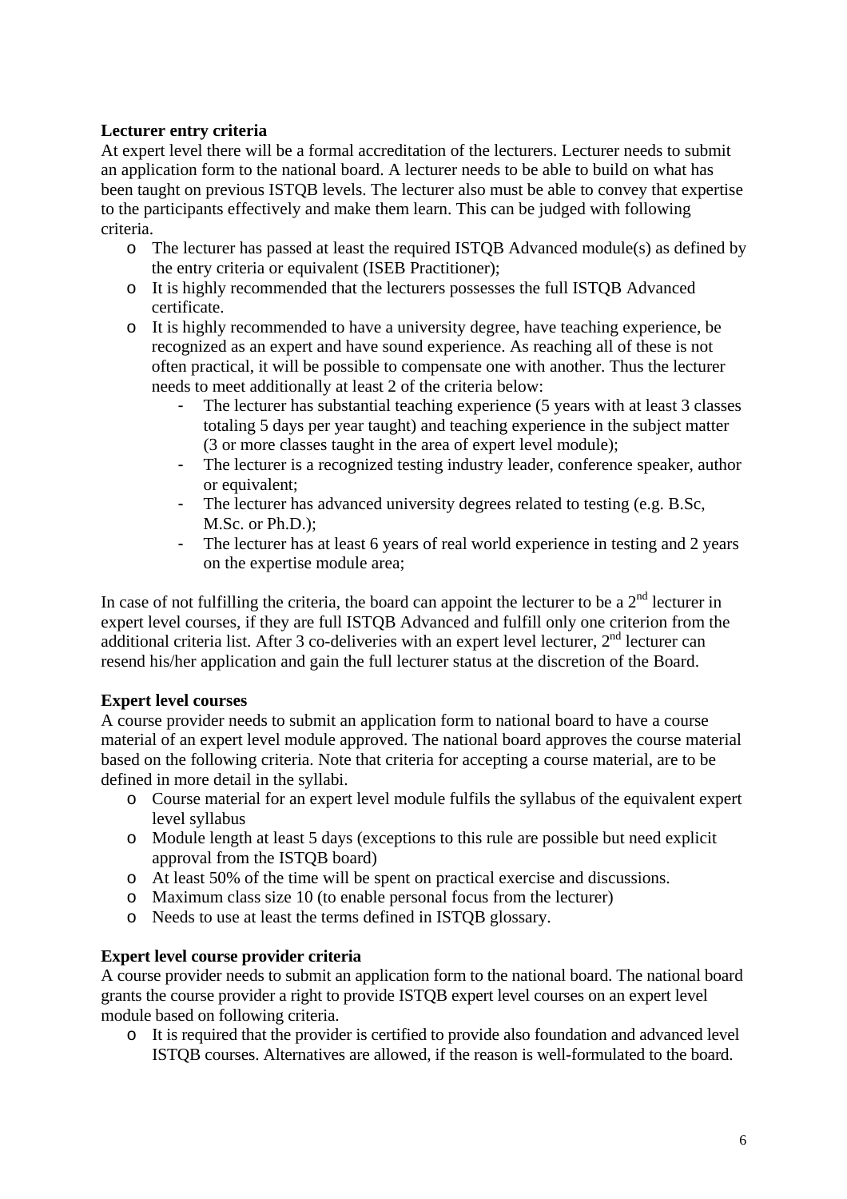**Lecturer entry criteria**

At expert level there will be a formal accreditation of the lecturers. Lecturer needs to submit an application form to the national board. A lecturer needs to be able to build on what has been taught on previous ISTQB levels. The lecturer also must be able to convey that expertise to the participants effectively and make them learn. This can be judged with following criteria.

- The lecturer has passed at least the required ISTQB Advanced module(s) as defined by the entry criteria or equivalent (ISEB Practitioner);
- It is highly recommended that the lecturers possesses the full ISTQB Advanced certificate.
- It is highly recommended to have a university degree, have teaching experience, be recognized as an expert and have sound experience. As reaching all of these is not often practical, it will be possible to compensate one with another. Thus the lecturer needs to meet additionally at least 2 of the criteria below:
  - The lecturer has substantial teaching experience (5 years with at least 3 classes totaling 5 days per year taught) and teaching experience in the subject matter (3 or more classes taught in the area of expert level module);
  - The lecturer is a recognized testing industry leader, conference speaker, author or equivalent;
  - The lecturer has advanced university degrees related to testing (e.g. B.Sc, M.Sc. or Ph.D.);
  - The lecturer has at least 6 years of real world experience in testing and 2 years on the expertise module area;

In case of not fulfilling the criteria, the board can appoint the lecturer to be a 2nd lecturer in expert level courses, if they are full ISTQB Advanced and fulfill only one criterion from the additional criteria list. After 3 co-deliveries with an expert level lecturer, 2nd lecturer can resend his/her application and gain the full lecturer status at the discretion of the Board.

**Expert level courses**

A course provider needs to submit an application form to national board to have a course material of an expert level module approved. The national board approves the course material based on the following criteria. Note that criteria for accepting a course material, are to be defined in more detail in the syllabi.

- Course material for an expert level module fulfils the syllabus of the equivalent expert level syllabus
- Module length at least 5 days (exceptions to this rule are possible but need explicit approval from the ISTQB board)
- At least 50% of the time will be spent on practical exercise and discussions.
- Maximum class size 10 (to enable personal focus from the lecturer)
- Needs to use at least the terms defined in ISTQB glossary.

**Expert level course provider criteria**

A course provider needs to submit an application form to the national board. The national board grants the course provider a right to provide ISTQB expert level courses on an expert level module based on following criteria.

- It is required that the provider is certified to provide also foundation and advanced level ISTQB courses. Alternatives are allowed, if the reason is well-formulated to the board.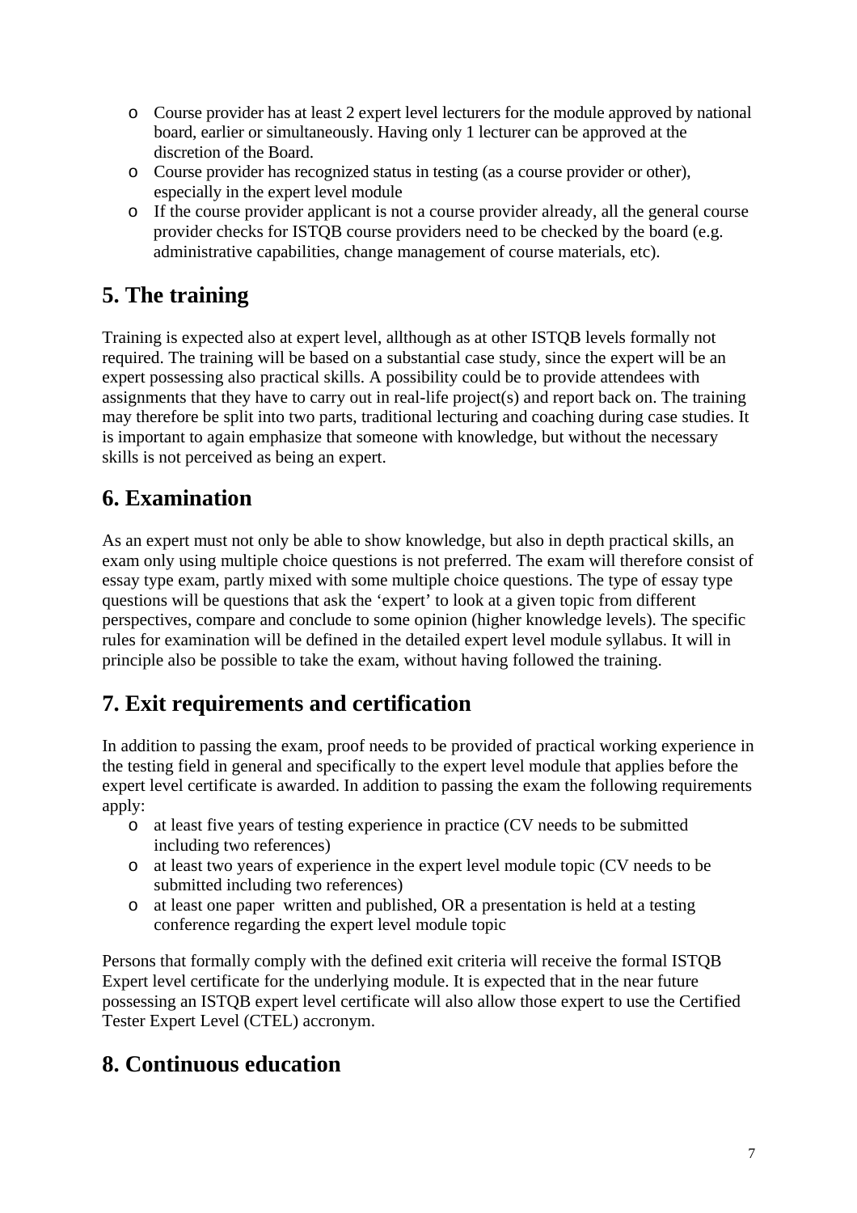- Course provider has at least 2 expert level lecturers for the module approved by national board, earlier or simultaneously. Having only 1 lecturer can be approved at the discretion of the Board.
- Course provider has recognized status in testing (as a course provider or other), especially in the expert level module
- If the course provider applicant is not a course provider already, all the general course provider checks for ISTQB course providers need to be checked by the board (e.g. administrative capabilities, change management of course materials, etc).

## 5. The training

Training is expected also at expert level, allthough as at other ISTQB levels formally not required. The training will be based on a substantial case study, since the expert will be an expert possessing also practical skills. A possibility could be to provide attendees with assignments that they have to carry out in real-life project(s) and report back on. The training may therefore be split into two parts, traditional lecturing and coaching during case studies. It is important to again emphasize that someone with knowledge, but without the necessary skills is not perceived as being an expert.

## 6. Examination

As an expert must not only be able to show knowledge, but also in depth practical skills, an exam only using multiple choice questions is not preferred. The exam will therefore consist of essay type exam, partly mixed with some multiple choice questions. The type of essay type questions will be questions that ask the 'expert' to look at a given topic from different perspectives, compare and conclude to some opinion (higher knowledge levels). The specific rules for examination will be defined in the detailed expert level module syllabus. It will in principle also be possible to take the exam, without having followed the training.

## 7. Exit requirements and certification

In addition to passing the exam, proof needs to be provided of practical working experience in the testing field in general and specifically to the expert level module that applies before the expert level certificate is awarded. In addition to passing the exam the following requirements apply:

- at least five years of testing experience in practice (CV needs to be submitted including two references)
- at least two years of experience in the expert level module topic (CV needs to be submitted including two references)
- at least one paper written and published, OR a presentation is held at a testing conference regarding the expert level module topic

Persons that formally comply with the defined exit criteria will receive the formal ISTQB Expert level certificate for the underlying module. It is expected that in the near future possessing an ISTQB expert level certificate will also allow those expert to use the Certified Tester Expert Level (CTEL) accronym.

## 8. Continuous education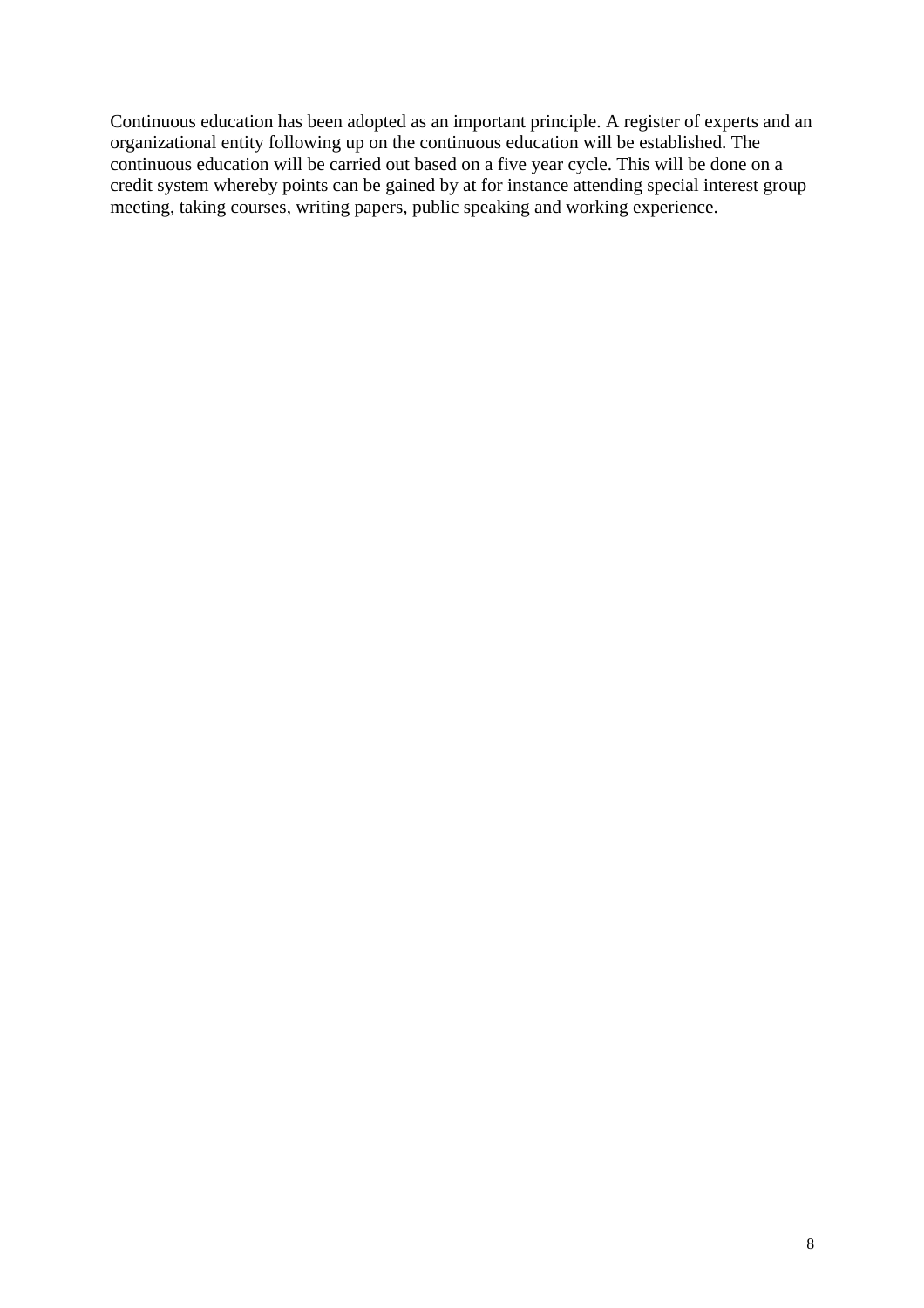Continuous education has been adopted as an important principle. A register of experts and an organizational entity following up on the continuous education will be established. The continuous education will be carried out based on a five year cycle. This will be done on a credit system whereby points can be gained by at for instance attending special interest group meeting, taking courses, writing papers, public speaking and working experience.